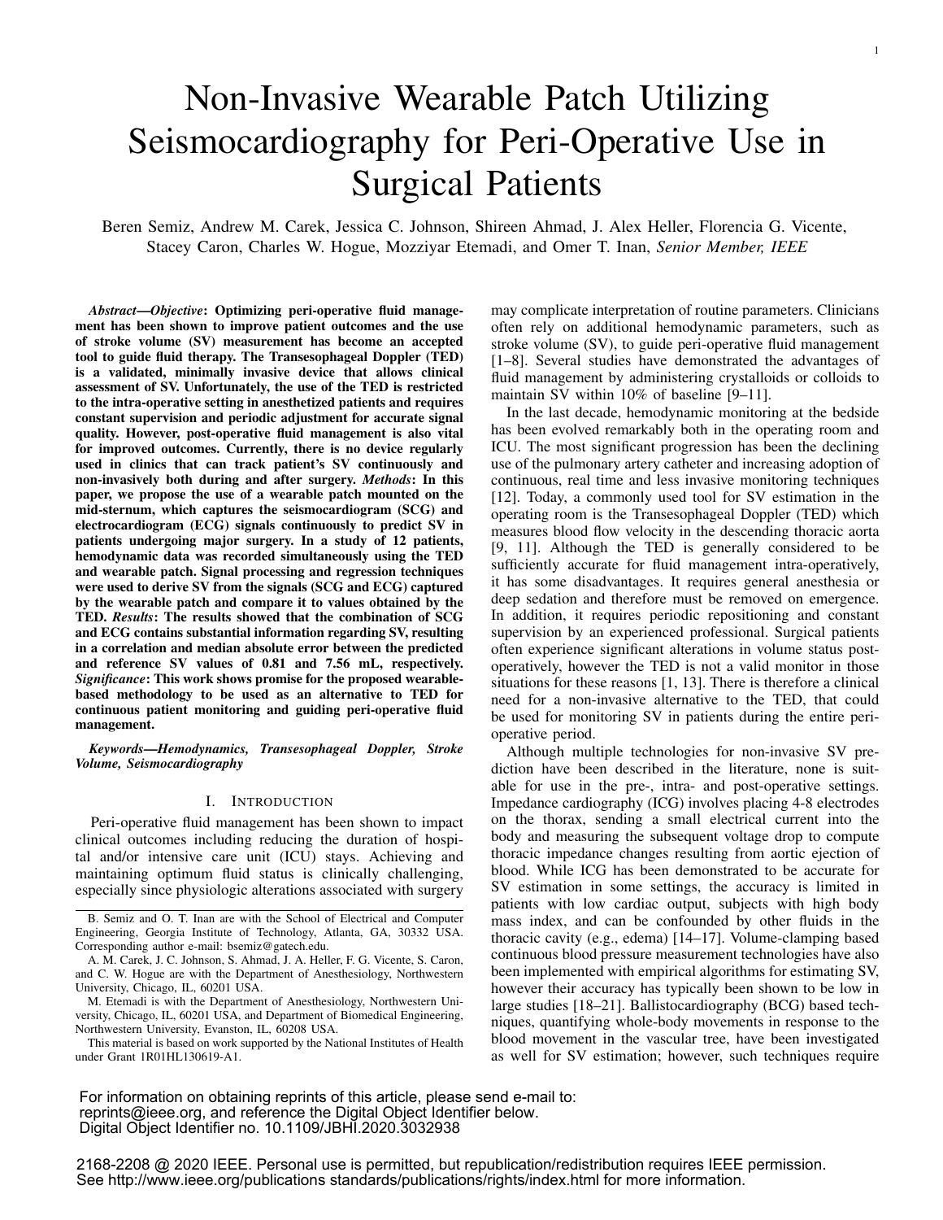# Non-Invasive Wearable Patch Utilizing Seismocardiography for Peri-Operative Use in Surgical Patients

Beren Semiz, Andrew M. Carek, Jessica C. Johnson, Shireen Ahmad, J. Alex Heller, Florencia G. Vicente, Stacey Caron, Charles W. Hogue, Mozziyar Etemadi, and Omer T. Inan, *Senior Member, IEEE*

***Abstract*—*Objective*: Optimizing peri-operative fluid management has been shown to improve patient outcomes and the use of stroke volume (SV) measurement has become an accepted tool to guide fluid therapy. The Transesophageal Doppler (TED) is a validated, minimally invasive device that allows clinical assessment of SV. Unfortunately, the use of the TED is restricted to the intra-operative setting in anesthetized patients and requires constant supervision and periodic adjustment for accurate signal quality. However, post-operative fluid management is also vital for improved outcomes. Currently, there is no device regularly used in clinics that can track patient's SV continuously and non-invasively both during and after surgery. *Methods*: In this paper, we propose the use of a wearable patch mounted on the mid-sternum, which captures the seismocardiogram (SCG) and electrocardiogram (ECG) signals continuously to predict SV in patients undergoing major surgery. In a study of 12 patients, hemodynamic data was recorded simultaneously using the TED and wearable patch. Signal processing and regression techniques were used to derive SV from the signals (SCG and ECG) captured by the wearable patch and compare it to values obtained by the TED. *Results*: The results showed that the combination of SCG and ECG contains substantial information regarding SV, resulting in a correlation and median absolute error between the predicted and reference SV values of 0.81 and 7.56 mL, respectively. *Significance*: This work shows promise for the proposed wearable-based methodology to be used as an alternative to TED for continuous patient monitoring and guiding peri-operative fluid management.**

***Keywords*—Hemodynamics, Transesophageal Doppler, Stroke Volume, Seismocardiography**

## I. Introduction

Peri-operative fluid management has been shown to impact clinical outcomes including reducing the duration of hospital and/or intensive care unit (ICU) stays. Achieving and maintaining optimum fluid status is clinically challenging, especially since physiologic alterations associated with surgery may complicate interpretation of routine parameters. Clinicians often rely on additional hemodynamic parameters, such as stroke volume (SV), to guide peri-operative fluid management [1–8]. Several studies have demonstrated the advantages of fluid management by administering crystalloids or colloids to maintain SV within 10% of baseline [9–11].

In the last decade, hemodynamic monitoring at the bedside has been evolved remarkably both in the operating room and ICU. The most significant progression has been the declining use of the pulmonary artery catheter and increasing adoption of continuous, real time and less invasive monitoring techniques [12]. Today, a commonly used tool for SV estimation in the operating room is the Transesophageal Doppler (TED) which measures blood flow velocity in the descending thoracic aorta [9, 11]. Although the TED is generally considered to be sufficiently accurate for fluid management intra-operatively, it has some disadvantages. It requires general anesthesia or deep sedation and therefore must be removed on emergence. In addition, it requires periodic repositioning and constant supervision by an experienced professional. Surgical patients often experience significant alterations in volume status post-operatively, however the TED is not a valid monitor in those situations for these reasons [1, 13]. There is therefore a clinical need for a non-invasive alternative to the TED, that could be used for monitoring SV in patients during the entire peri-operative period.

Although multiple technologies for non-invasive SV prediction have been described in the literature, none is suitable for use in the pre-, intra- and post-operative settings. Impedance cardiography (ICG) involves placing 4-8 electrodes on the thorax, sending a small electrical current into the body and measuring the subsequent voltage drop to compute thoracic impedance changes resulting from aortic ejection of blood. While ICG has been demonstrated to be accurate for SV estimation in some settings, the accuracy is limited in patients with low cardiac output, subjects with high body mass index, and can be confounded by other fluids in the thoracic cavity (e.g., edema) [14–17]. Volume-clamping based continuous blood pressure measurement technologies have also been implemented with empirical algorithms for estimating SV, however their accuracy has typically been shown to be low in large studies [18–21]. Ballistocardiography (BCG) based techniques, quantifying whole-body movements in response to the blood movement in the vascular tree, have been investigated as well for SV estimation; however, such techniques require

---

B. Semiz and O. T. Inan are with the School of Electrical and Computer Engineering, Georgia Institute of Technology, Atlanta, GA, 30332 USA. Corresponding author e-mail: bsemiz@gatech.edu.

A. M. Carek, J. C. Johnson, S. Ahmad, J. A. Heller, F. G. Vicente, S. Caron, and C. W. Hogue are with the Department of Anesthesiology, Northwestern University, Chicago, IL, 60201 USA.

M. Etemadi is with the Department of Anesthesiology, Northwestern University, Chicago, IL, 60201 USA, and Department of Biomedical Engineering, Northwestern University, Evanston, IL, 60208 USA.

This material is based on work supported by the National Institutes of Health under Grant 1R01HL130619-A1.

For information on obtaining reprints of this article, please send e-mail to: reprints@ieee.org, and reference the Digital Object Identifier below.
Digital Object Identifier no. 10.1109/JBHI.2020.3032938

2168-2208 @ 2020 IEEE. Personal use is permitted, but republication/redistribution requires IEEE permission.
See http://www.ieee.org/publications standards/publications/rights/index.html for more information.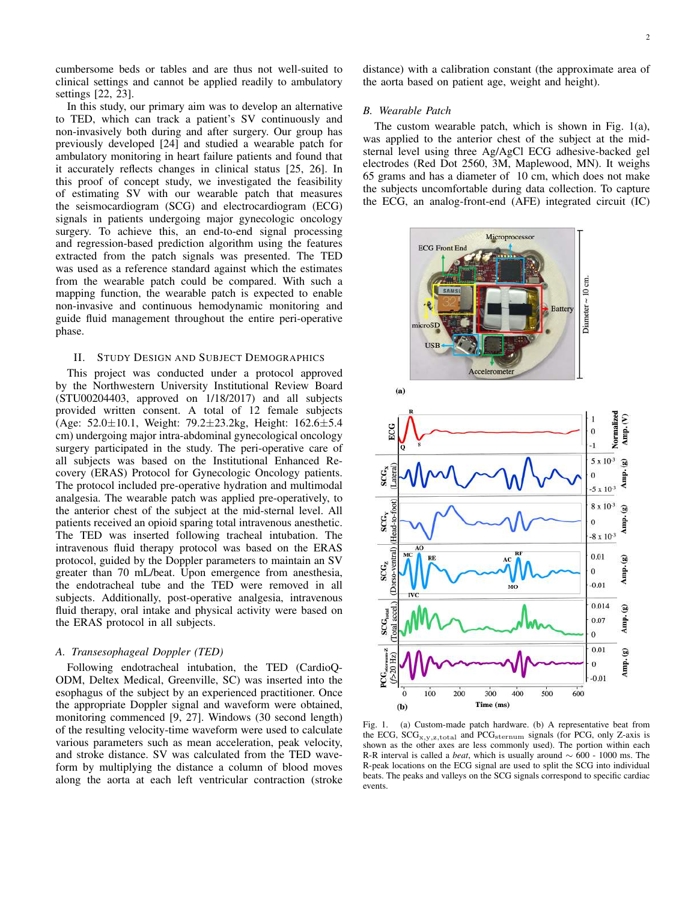cumbersome beds or tables and are thus not well-suited to clinical settings and cannot be applied readily to ambulatory settings [22, 23].

In this study, our primary aim was to develop an alternative to TED, which can track a patient's SV continuously and non-invasively both during and after surgery. Our group has previously developed [24] and studied a wearable patch for ambulatory monitoring in heart failure patients and found that it accurately reflects changes in clinical status [25, 26]. In this proof of concept study, we investigated the feasibility of estimating SV with our wearable patch that measures the seismocardiogram (SCG) and electrocardiogram (ECG) signals in patients undergoing major gynecologic oncology surgery. To achieve this, an end-to-end signal processing and regression-based prediction algorithm using the features extracted from the patch signals was presented. The TED was used as a reference standard against which the estimates from the wearable patch could be compared. With such a mapping function, the wearable patch is expected to enable non-invasive and continuous hemodynamic monitoring and guide fluid management throughout the entire peri-operative phase.

## II. Study Design and Subject Demographics

This project was conducted under a protocol approved by the Northwestern University Institutional Review Board (STU00204403, approved on 1/18/2017) and all subjects provided written consent. A total of 12 female subjects (Age: 52.0±10.1, Weight: 79.2±23.2kg, Height: 162.6±5.4 cm) undergoing major intra-abdominal gynecological oncology surgery participated in the study. The peri-operative care of all subjects was based on the Institutional Enhanced Recovery (ERAS) Protocol for Gynecologic Oncology patients. The protocol included pre-operative hydration and multimodal analgesia. The wearable patch was applied pre-operatively, to the anterior chest of the subject at the mid-sternal level. All patients received an opioid sparing total intravenous anesthetic. The TED was inserted following tracheal intubation. The intravenous fluid therapy protocol was based on the ERAS protocol, guided by the Doppler parameters to maintain an SV greater than 70 mL/beat. Upon emergence from anesthesia, the endotracheal tube and the TED were removed in all subjects. Additionally, post-operative analgesia, intravenous fluid therapy, oral intake and physical activity were based on the ERAS protocol in all subjects.

### A. Transesophageal Doppler (TED)

Following endotracheal intubation, the TED (CardioQ-ODM, Deltex Medical, Greenville, SC) was inserted into the esophagus of the subject by an experienced practitioner. Once the appropriate Doppler signal and waveform were obtained, monitoring commenced [9, 27]. Windows (30 second length) of the resulting velocity-time waveform were used to calculate various parameters such as mean acceleration, peak velocity, and stroke distance. SV was calculated from the TED waveform by multiplying the distance a column of blood moves along the aorta at each left ventricular contraction (stroke distance) with a calibration constant (the approximate area of the aorta based on patient age, weight and height).

### B. Wearable Patch

The custom wearable patch, which is shown in Fig. 1(a), was applied to the anterior chest of the subject at the mid-sternal level using three Ag/AgCl ECG adhesive-backed gel electrodes (Red Dot 2560, 3M, Maplewood, MN). It weighs 65 grams and has a diameter of 10 cm, which does not make the subjects uncomfortable during data collection. To capture the ECG, an analog-front-end (AFE) integrated circuit (IC)

Fig. 1. (a) Custom-made patch hardware. (b) A representative beat from the ECG, $SCG_{x,y,z,total}$ and $PCG_{sternum}$ signals (for PCG, only Z-axis is shown as the other axes are less commonly used). The portion within each R-R interval is called a *beat*, which is usually around ~ 600 - 1000 ms. The R-peak locations on the ECG signal are used to split the SCG into individual beats. The peaks and valleys on the SCG signals correspond to specific cardiac events.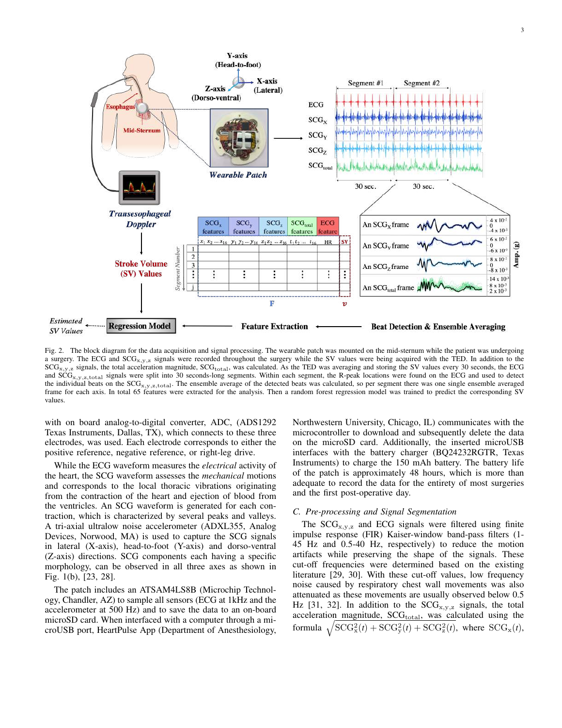Fig. 2. The block diagram for the data acquisition and signal processing. The wearable patch was mounted on the mid-sternum while the patient was undergoing a surgery. The ECG and $SCG_{x,y,z}$ signals were recorded throughout the surgery while the SV values were being acquired with the TED. In addition to the $SCG_{x,y,z}$ signals, the total acceleration magnitude, $SCG_{total}$, was calculated. As the TED was averaging and storing the SV values every 30 seconds, the ECG and $SCG_{x,y,z,total}$ signals were split into 30 seconds-long segments. Within each segment, the R-peak locations were found on the ECG and used to detect the individual beats on the $SCG_{x,y,z,total}$. The ensemble average of the detected beats was calculated, so per segment there was one single ensemble averaged frame for each axis. In total 65 features were extracted for the analysis. Then a random forest regression model was trained to predict the corresponding SV values.

with on board analog-to-digital converter, ADC, (ADS1292 Texas Instruments, Dallas, TX), which connects to these three electrodes, was used. Each electrode corresponds to either the positive reference, negative reference, or right-leg drive.

While the ECG waveform measures the *electrical* activity of the heart, the SCG waveform assesses the *mechanical* motions and corresponds to the local thoracic vibrations originating from the contraction of the heart and ejection of blood from the ventricles. An SCG waveform is generated for each contraction, which is characterized by several peaks and valleys. A tri-axial ultralow noise accelerometer (ADXL355, Analog Devices, Norwood, MA) is used to capture the SCG signals in lateral (X-axis), head-to-foot (Y-axis) and dorso-ventral (Z-axis) directions. SCG components each having a specific morphology, can be observed in all three axes as shown in Fig. 1(b), [23, 28].

The patch includes an ATSAM4LS8B (Microchip Technology, Chandler, AZ) to sample all sensors (ECG at 1kHz and the accelerometer at 500 Hz) and to save the data to an on-board microSD card. When interfaced with a computer through a microUSB port, HeartPulse App (Department of Anesthesiology, Northwestern University, Chicago, IL) communicates with the microcontroller to download and subsequently delete the data on the microSD card. Additionally, the inserted microUSB interfaces with the battery charger (BQ24232RGTR, Texas Instruments) to charge the 150 mAh battery. The battery life of the patch is approximately 48 hours, which is more than adequate to record the data for the entirety of most surgeries and the first post-operative day.

### C. Pre-processing and Signal Segmentation

The $SCG_{x,y,z}$ and ECG signals were filtered using finite impulse response (FIR) Kaiser-window band-pass filters (1-45 Hz and 0.5-40 Hz, respectively) to reduce the motion artifacts while preserving the shape of the signals. These cut-off frequencies were determined based on the existing literature [29, 30]. With these cut-off values, low frequency noise caused by respiratory chest wall movements was also attenuated as these movements are usually observed below 0.5 Hz [31, 32]. In addition to the $SCG_{x,y,z}$ signals, the total acceleration magnitude, $SCG_{total}$, was calculated using the formula $\sqrt{SCG_x^2(t) + SCG_y^2(t) + SCG_z^2(t)}$, where $SCG_x(t)$,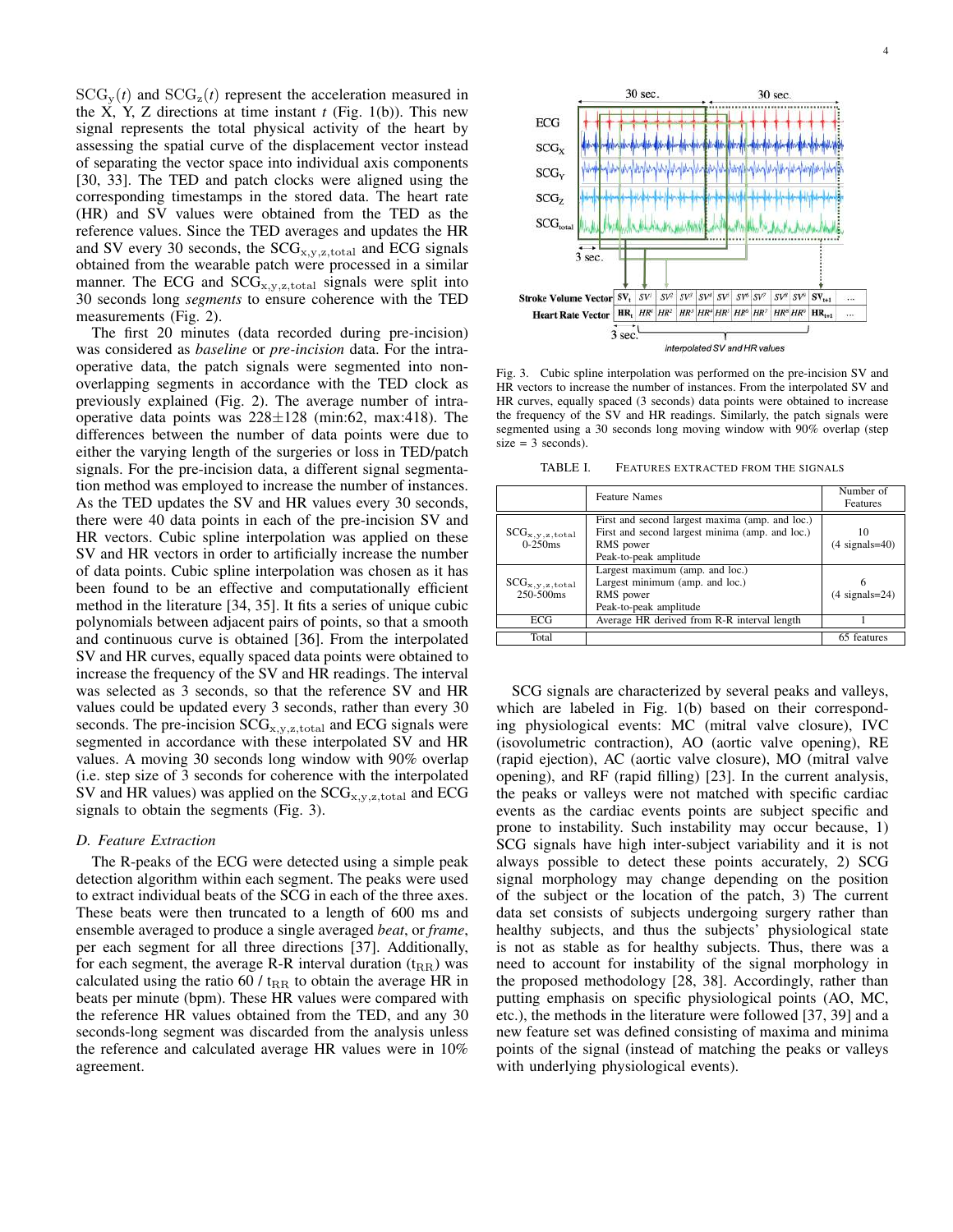$SCG_y(t)$ and $SCG_z(t)$ represent the acceleration measured in the X, Y, Z directions at time instant $t$ (Fig. 1(b)). This new signal represents the total physical activity of the heart by assessing the spatial curve of the displacement vector instead of separating the vector space into individual axis components [30, 33]. The TED and patch clocks were aligned using the corresponding timestamps in the stored data. The heart rate (HR) and SV values were obtained from the TED as the reference values. Since the TED averages and updates the HR and SV every 30 seconds, the $SCG_{x,y,z,total}$ and ECG signals obtained from the wearable patch were processed in a similar manner. The ECG and $SCG_{x,y,z,total}$ signals were split into 30 seconds long *segments* to ensure coherence with the TED measurements (Fig. 2).

The first 20 minutes (data recorded during pre-incision) was considered as *baseline* or *pre-incision* data. For the intra-operative data, the patch signals were segmented into non-overlapping segments in accordance with the TED clock as previously explained (Fig. 2). The average number of intra-operative data points was 228±128 (min:62, max:418). The differences between the number of data points were due to either the varying length of the surgeries or loss in TED/patch signals. For the pre-incision data, a different signal segmentation method was employed to increase the number of instances. As the TED updates the SV and HR values every 30 seconds, there were 40 data points in each of the pre-incision SV and HR vectors. Cubic spline interpolation was applied on these SV and HR vectors in order to artificially increase the number of data points. Cubic spline interpolation was chosen as it has been found to be an effective and computationally efficient method in the literature [34, 35]. It fits a series of unique cubic polynomials between adjacent pairs of points, so that a smooth and continuous curve is obtained [36]. From the interpolated SV and HR curves, equally spaced data points were obtained to increase the frequency of the SV and HR readings. The interval was selected as 3 seconds, so that the reference SV and HR values could be updated every 3 seconds, rather than every 30 seconds. The pre-incision $SCG_{x,y,z,total}$ and ECG signals were segmented in accordance with these interpolated SV and HR values. A moving 30 seconds long window with 90% overlap (i.e. step size of 3 seconds for coherence with the interpolated SV and HR values) was applied on the $SCG_{x,y,z,total}$ and ECG signals to obtain the segments (Fig. 3).

### D. Feature Extraction

The R-peaks of the ECG were detected using a simple peak detection algorithm within each segment. The peaks were used to extract individual beats of the SCG in each of the three axes. These beats were then truncated to a length of 600 ms and ensemble averaged to produce a single averaged *beat*, or *frame*, per each segment for all three directions [37]. Additionally, for each segment, the average R-R interval duration ($t_{RR}$) was calculated using the ratio 60 / $t_{RR}$ to obtain the average HR in beats per minute (bpm). These HR values were compared with the reference HR values obtained from the TED, and any 30 seconds-long segment was discarded from the analysis unless the reference and calculated average HR values were in 10% agreement.

Fig. 3. Cubic spline interpolation was performed on the pre-incision SV and HR vectors to increase the number of instances. From the interpolated SV and HR curves, equally spaced (3 seconds) data points were obtained to increase the frequency of the SV and HR readings. Similarly, the patch signals were segmented using a 30 seconds long moving window with 90% overlap (step size = 3 seconds).

TABLE I. FEATURES EXTRACTED FROM THE SIGNALS

| | Feature Names | Number of Features |
|---|---|---|
| $SCG_{x,y,z,total}$ 0-250ms | First and second largest maxima (amp. and loc.)<br>First and second largest minima (amp. and loc.)<br>RMS power<br>Peak-to-peak amplitude | 10<br>(4 signals=40) |
| $SCG_{x,y,z,total}$ 250-500ms | Largest maximum (amp. and loc.)<br>Largest minimum (amp. and loc.)<br>RMS power<br>Peak-to-peak amplitude | 6<br>(4 signals=24) |
| ECG | Average HR derived from R-R interval length | 1 |
| Total | | 65 features |

SCG signals are characterized by several peaks and valleys, which are labeled in Fig. 1(b) based on their corresponding physiological events: MC (mitral valve closure), IVC (isovolumetric contraction), AO (aortic valve opening), RE (rapid ejection), AC (aortic valve closure), MO (mitral valve opening), and RF (rapid filling) [23]. In the current analysis, the peaks or valleys were not matched with specific cardiac events as the cardiac events points are subject specific and prone to instability. Such instability may occur because, 1) SCG signals have high inter-subject variability and it is not always possible to detect these points accurately, 2) SCG signal morphology may change depending on the position of the subject or the location of the patch, 3) The current data set consists of subjects undergoing surgery rather than healthy subjects, and thus the subjects' physiological state is not as stable as for healthy subjects. Thus, there was a need to account for instability of the signal morphology in the proposed methodology [28, 38]. Accordingly, rather than putting emphasis on specific physiological points (AO, MC, etc.), the methods in the literature were followed [37, 39] and a new feature set was defined consisting of maxima and minima points of the signal (instead of matching the peaks or valleys with underlying physiological events).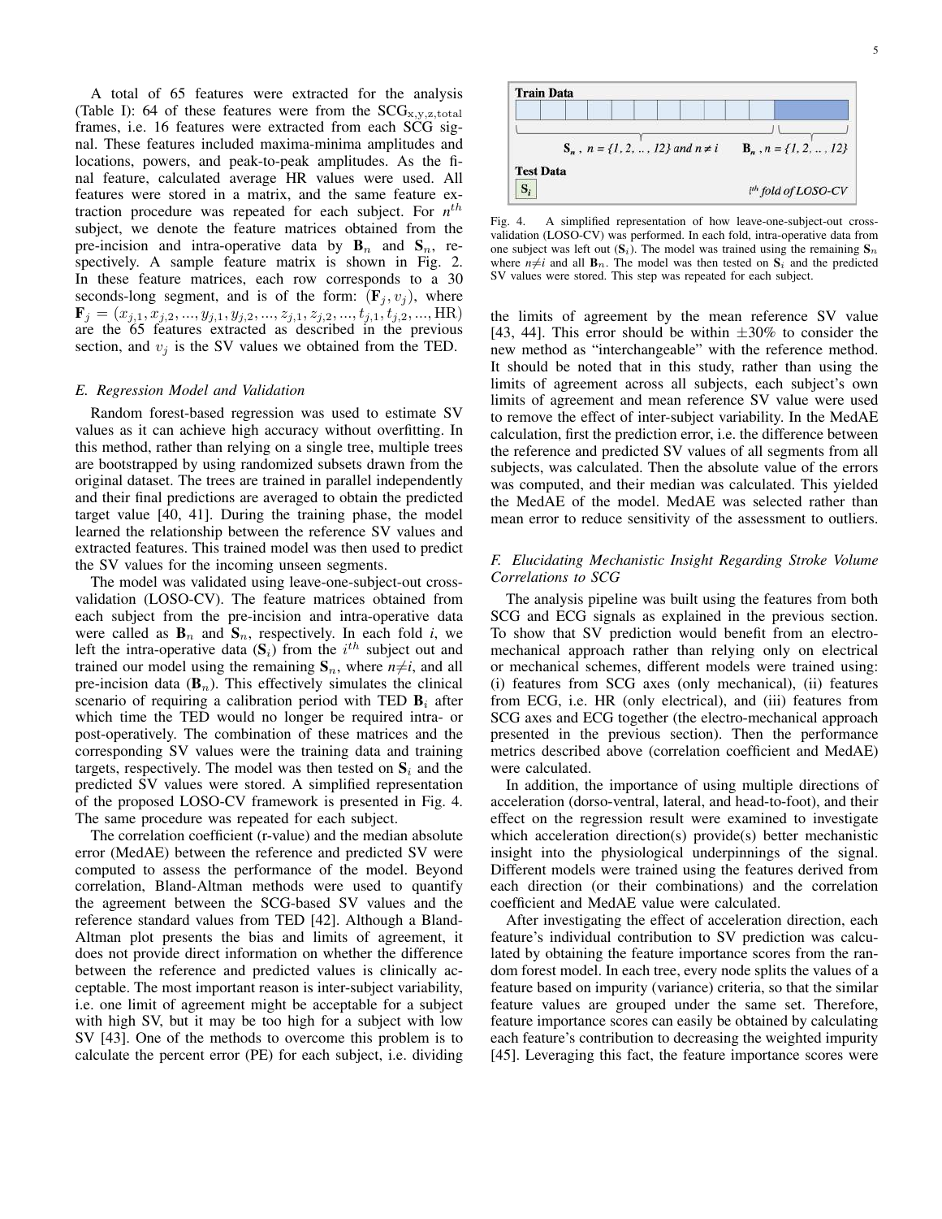A total of 65 features were extracted for the analysis (Table I): 64 of these features were from the $\text{SCG}_{\text{x,y,z,total}}$ frames, i.e. 16 features were extracted from each SCG signal. These features included maxima-minima amplitudes and locations, powers, and peak-to-peak amplitudes. As the final feature, calculated average HR values were used. All features were stored in a matrix, and the same feature extraction procedure was repeated for each subject. For $n^{th}$ subject, we denote the feature matrices obtained from the pre-incision and intra-operative data by $\mathbf{B}_n$ and $\mathbf{S}_n$, respectively. A sample feature matrix is shown in Fig. 2. In these feature matrices, each row corresponds to a 30 seconds-long segment, and is of the form: $(\mathbf{F}_j, v_j)$, where $\mathbf{F}_j = (x_{j,1}, x_{j,2}, ..., y_{j,1}, y_{j,2}, ..., z_{j,1}, z_{j,2}, ..., t_{j,1}, t_{j,2}, ..., \text{HR})$ are the 65 features extracted as described in the previous section, and $v_j$ is the SV values we obtained from the TED.

### E. Regression Model and Validation

Random forest-based regression was used to estimate SV values as it can achieve high accuracy without overfitting. In this method, rather than relying on a single tree, multiple trees are bootstrapped by using randomized subsets drawn from the original dataset. The trees are trained in parallel independently and their final predictions are averaged to obtain the predicted target value [40, 41]. During the training phase, the model learned the relationship between the reference SV values and extracted features. This trained model was then used to predict the SV values for the incoming unseen segments.

The model was validated using leave-one-subject-out cross-validation (LOSO-CV). The feature matrices obtained from each subject from the pre-incision and intra-operative data were called as $\mathbf{B}_n$ and $\mathbf{S}_n$, respectively. In each fold $i$, we left the intra-operative data ($\mathbf{S}_i$) from the $i^{th}$ subject out and trained our model using the remaining $\mathbf{S}_n$, where $n \neq i$, and all pre-incision data ($\mathbf{B}_n$). This effectively simulates the clinical scenario of requiring a calibration period with TED $\mathbf{B}_i$ after which time the TED would no longer be required intra- or post-operatively. The combination of these matrices and the corresponding SV values were the training data and training targets, respectively. The model was then tested on $\mathbf{S}_i$ and the predicted SV values were stored. A simplified representation of the proposed LOSO-CV framework is presented in Fig. 4. The same procedure was repeated for each subject.

Train Data

$\mathbf{S}_n$, $n = \{1, 2, .., 12\}$ and $n \neq i$ $\quad$ $\mathbf{B}_n$, $n = \{1, 2, .., 12\}$

Test Data

$\mathbf{S}_i$ $\quad$ $i^{th}$ fold of LOSO-CV

Fig. 4. A simplified representation of how leave-one-subject-out cross-validation (LOSO-CV) was performed. In each fold, intra-operative data from one subject was left out ($\mathbf{S}_i$). The model was trained using the remaining $\mathbf{S}_n$ where $n \neq i$ and all $\mathbf{B}_n$. The model was then tested on $\mathbf{S}_i$ and the predicted SV values were stored. This step was repeated for each subject.

The correlation coefficient (r-value) and the median absolute error (MedAE) between the reference and predicted SV were computed to assess the performance of the model. Beyond correlation, Bland-Altman methods were used to quantify the agreement between the SCG-based SV values and the reference standard values from TED [42]. Although a Bland-Altman plot presents the bias and limits of agreement, it does not provide direct information on whether the difference between the reference and predicted values is clinically acceptable. The most important reason is inter-subject variability, i.e. one limit of agreement might be acceptable for a subject with high SV, but it may be too high for a subject with low SV [43]. One of the methods to overcome this problem is to calculate the percent error (PE) for each subject, i.e. dividing the limits of agreement by the mean reference SV value [43, 44]. This error should be within ±30% to consider the new method as "interchangeable" with the reference method. It should be noted that in this study, rather than using the limits of agreement across all subjects, each subject's own limits of agreement and mean reference SV value were used to remove the effect of inter-subject variability. In the MedAE calculation, first the prediction error, i.e. the difference between the reference and predicted SV values of all segments from all subjects, was calculated. Then the absolute value of the errors was computed, and their median was calculated. This yielded the MedAE of the model. MedAE was selected rather than mean error to reduce sensitivity of the assessment to outliers.

### F. Elucidating Mechanistic Insight Regarding Stroke Volume Correlations to SCG

The analysis pipeline was built using the features from both SCG and ECG signals as explained in the previous section. To show that SV prediction would benefit from an electro-mechanical approach rather than relying only on electrical or mechanical schemes, different models were trained using: (i) features from SCG axes (only mechanical), (ii) features from ECG, i.e. HR (only electrical), and (iii) features from SCG axes and ECG together (the electro-mechanical approach presented in the previous section). Then the performance metrics described above (correlation coefficient and MedAE) were calculated.

In addition, the importance of using multiple directions of acceleration (dorso-ventral, lateral, and head-to-foot), and their effect on the regression result were examined to investigate which acceleration direction(s) provide(s) better mechanistic insight into the physiological underpinnings of the signal. Different models were trained using the features derived from each direction (or their combinations) and the correlation coefficient and MedAE value were calculated.

After investigating the effect of acceleration direction, each feature's individual contribution to SV prediction was calculated by obtaining the feature importance scores from the random forest model. In each tree, every node splits the values of a feature based on impurity (variance) criteria, so that the similar feature values are grouped under the same set. Therefore, feature importance scores can easily be obtained by calculating each feature's contribution to decreasing the weighted impurity [45]. Leveraging this fact, the feature importance scores were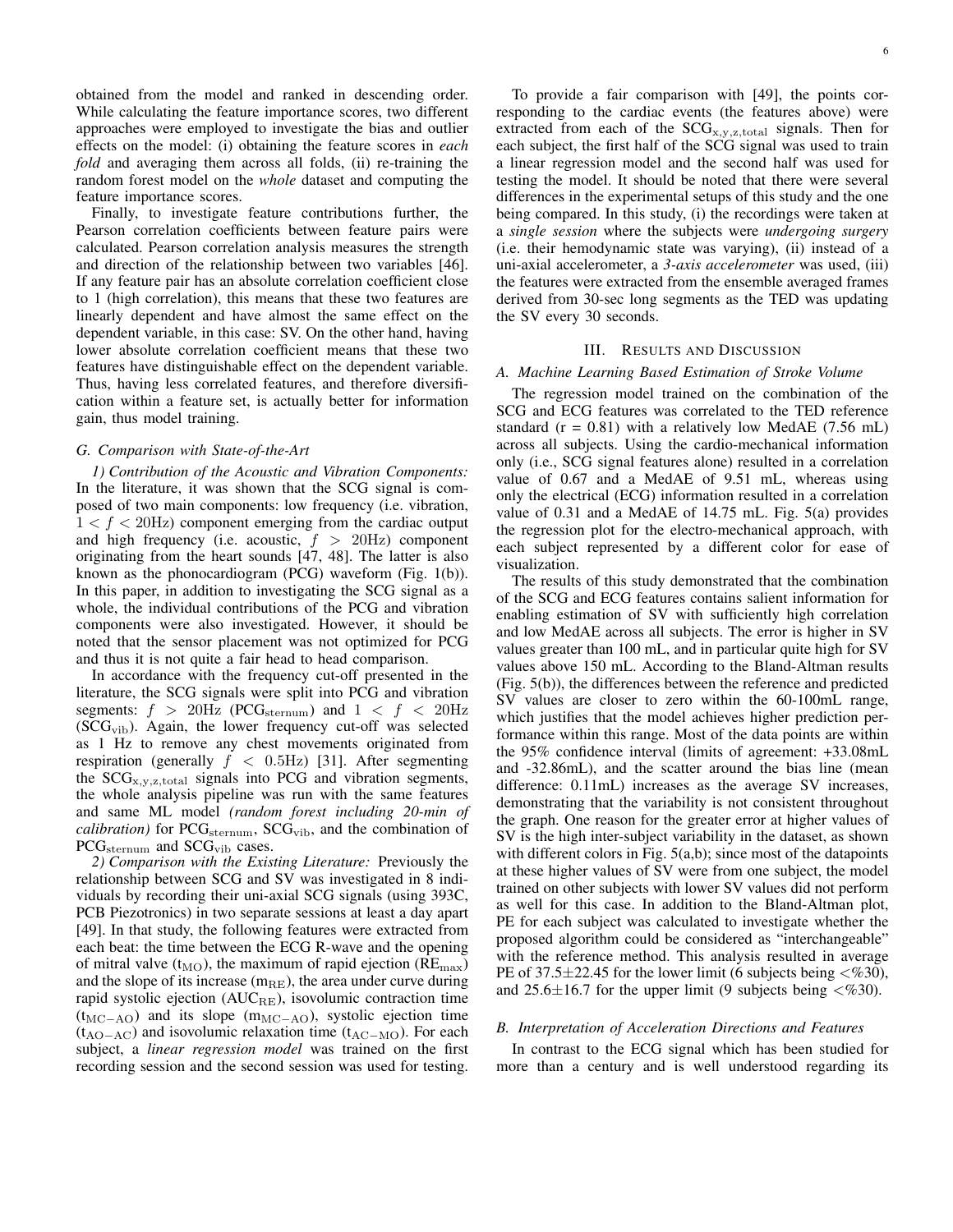obtained from the model and ranked in descending order. While calculating the feature importance scores, two different approaches were employed to investigate the bias and outlier effects on the model: (i) obtaining the feature scores in *each fold* and averaging them across all folds, (ii) re-training the random forest model on the *whole* dataset and computing the feature importance scores.

Finally, to investigate feature contributions further, the Pearson correlation coefficients between feature pairs were calculated. Pearson correlation analysis measures the strength and direction of the relationship between two variables [46]. If any feature pair has an absolute correlation coefficient close to 1 (high correlation), this means that these two features are linearly dependent and have almost the same effect on the dependent variable, in this case: SV. On the other hand, having lower absolute correlation coefficient means that these two features have distinguishable effect on the dependent variable. Thus, having less correlated features, and therefore diversification within a feature set, is actually better for information gain, thus model training.

### G. Comparison with State-of-the-Art

*1) Contribution of the Acoustic and Vibration Components:* In the literature, it was shown that the SCG signal is composed of two main components: low frequency (i.e. vibration, $1 < f < 20$Hz) component emerging from the cardiac output and high frequency (i.e. acoustic, $f > 20$Hz) component originating from the heart sounds [47, 48]. The latter is also known as the phonocardiogram (PCG) waveform (Fig. 1(b)). In this paper, in addition to investigating the SCG signal as a whole, the individual contributions of the PCG and vibration components were also investigated. However, it should be noted that the sensor placement was not optimized for PCG and thus it is not quite a fair head to head comparison.

In accordance with the frequency cut-off presented in the literature, the SCG signals were split into PCG and vibration segments: $f > 20$Hz ($\mathrm{PCG_{sternum}}$) and $1 < f < 20$Hz ($\mathrm{SCG_{vib}}$). Again, the lower frequency cut-off was selected as 1 Hz to remove any chest movements originated from respiration (generally $f < 0.5$Hz) [31]. After segmenting the $\mathrm{SCG_{x,y,z,total}}$ signals into PCG and vibration segments, the whole analysis pipeline was run with the same features and same ML model *(random forest including 20-min of calibration)* for $\mathrm{PCG_{sternum}}$, $\mathrm{SCG_{vib}}$, and the combination of $\mathrm{PCG_{sternum}}$ and $\mathrm{SCG_{vib}}$ cases.

*2) Comparison with the Existing Literature:* Previously the relationship between SCG and SV was investigated in 8 individuals by recording their uni-axial SCG signals (using 393C, PCB Piezotronics) in two separate sessions at least a day apart [49]. In that study, the following features were extracted from each beat: the time between the ECG R-wave and the opening of mitral valve ($\mathrm{t_{MO}}$), the maximum of rapid ejection ($\mathrm{RE_{max}}$) and the slope of its increase ($\mathrm{m_{RE}}$), the area under curve during rapid systolic ejection ($\mathrm{AUC_{RE}}$), isovolumic contraction time ($\mathrm{t_{MC-AO}}$) and its slope ($\mathrm{m_{MC-AO}}$), systolic ejection time ($\mathrm{t_{AO-AC}}$) and isovolumic relaxation time ($\mathrm{t_{AC-MO}}$). For each subject, a *linear regression model* was trained on the first recording session and the second session was used for testing.

To provide a fair comparison with [49], the points corresponding to the cardiac events (the features above) were extracted from each of the $\mathrm{SCG_{x,y,z,total}}$ signals. Then for each subject, the first half of the SCG signal was used to train a linear regression model and the second half was used for testing the model. It should be noted that there were several differences in the experimental setups of this study and the one being compared. In this study, (i) the recordings were taken at a *single session* where the subjects were *undergoing surgery* (i.e. their hemodynamic state was varying), (ii) instead of a uni-axial accelerometer, a *3-axis accelerometer* was used, (iii) the features were extracted from the ensemble averaged frames derived from 30-sec long segments as the TED was updating the SV every 30 seconds.

## III. Results and Discussion

### A. Machine Learning Based Estimation of Stroke Volume

The regression model trained on the combination of the SCG and ECG features was correlated to the TED reference standard (r = 0.81) with a relatively low MedAE (7.56 mL) across all subjects. Using the cardio-mechanical information only (i.e., SCG signal features alone) resulted in a correlation value of 0.67 and a MedAE of 9.51 mL, whereas using only the electrical (ECG) information resulted in a correlation value of 0.31 and a MedAE of 14.75 mL. Fig. 5(a) provides the regression plot for the electro-mechanical approach, with each subject represented by a different color for ease of visualization.

The results of this study demonstrated that the combination of the SCG and ECG features contains salient information for enabling estimation of SV with sufficiently high correlation and low MedAE across all subjects. The error is higher in SV values greater than 100 mL, and in particular quite high for SV values above 150 mL. According to the Bland-Altman results (Fig. 5(b)), the differences between the reference and predicted SV values are closer to zero within the 60-100mL range, which justifies that the model achieves higher prediction performance within this range. Most of the data points are within the 95% confidence interval (limits of agreement: +33.08mL and -32.86mL), and the scatter around the bias line (mean difference: 0.11mL) increases as the average SV increases, demonstrating that the variability is not consistent throughout the graph. One reason for the greater error at higher values of SV is the high inter-subject variability in the dataset, as shown with different colors in Fig. 5(a,b); since most of the datapoints at these higher values of SV were from one subject, the model trained on other subjects with lower SV values did not perform as well for this case. In addition to the Bland-Altman plot, PE for each subject was calculated to investigate whether the proposed algorithm could be considered as "interchangeable" with the reference method. This analysis resulted in average PE of 37.5±22.45 for the lower limit (6 subjects being <%30), and 25.6±16.7 for the upper limit (9 subjects being <%30).

### B. Interpretation of Acceleration Directions and Features

In contrast to the ECG signal which has been studied for more than a century and is well understood regarding its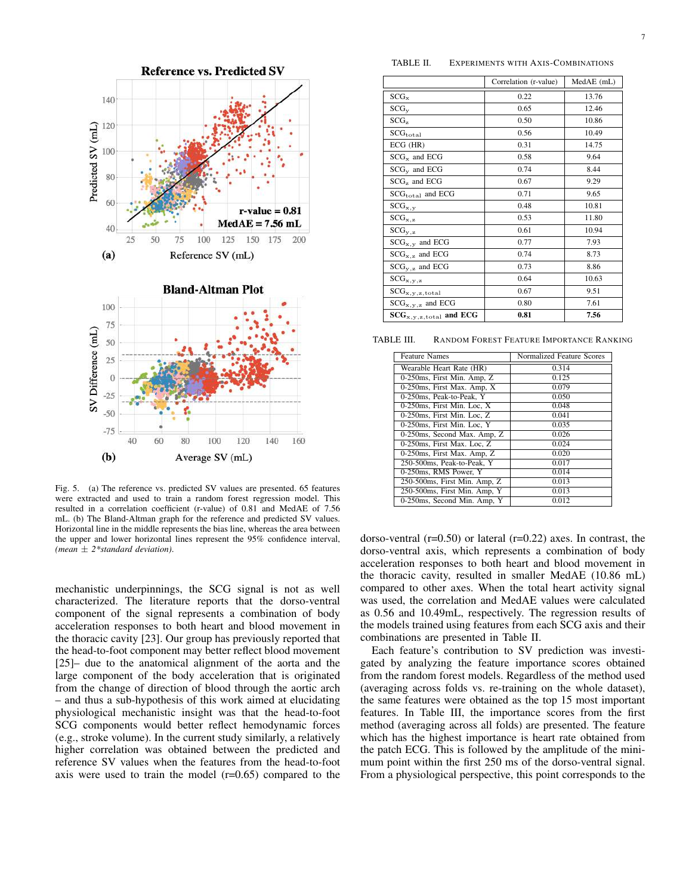Fig. 5. (a) The reference vs. predicted SV values are presented. 65 features were extracted and used to train a random forest regression model. This resulted in a correlation coefficient (r-value) of 0.81 and MedAE of 7.56 mL. (b) The Bland-Altman graph for the reference and predicted SV values. Horizontal line in the middle represents the bias line, whereas the area between the upper and lower horizontal lines represent the 95% confidence interval, *(mean ± 2\*standard deviation)*.

mechanistic underpinnings, the SCG signal is not as well characterized. The literature reports that the dorso-ventral component of the signal represents a combination of body acceleration responses to both heart and blood movement in the thoracic cavity [23]. Our group has previously reported that the head-to-foot component may better reflect blood movement [25]– due to the anatomical alignment of the aorta and the large component of the body acceleration that is originated from the change of direction of blood through the aortic arch – and thus a sub-hypothesis of this work aimed at elucidating physiological mechanistic insight was that the head-to-foot SCG components would better reflect hemodynamic forces (e.g., stroke volume). In the current study similarly, a relatively higher correlation was obtained between the predicted and reference SV values when the features from the head-to-foot axis were used to train the model (r=0.65) compared to the dorso-ventral (r=0.50) or lateral (r=0.22) axes. In contrast, the dorso-ventral axis, which represents a combination of body acceleration responses to both heart and blood movement in the thoracic cavity, resulted in smaller MedAE (10.86 mL) compared to other axes. When the total heart activity signal was used, the correlation and MedAE values were calculated as 0.56 and 10.49mL, respectively. The regression results of the models trained using features from each SCG axis and their combinations are presented in Table II.

Each feature's contribution to SV prediction was investigated by analyzing the feature importance scores obtained from the random forest models. Regardless of the method used (averaging across folds vs. re-training on the whole dataset), the same features were obtained as the top 15 most important features. In Table III, the importance scores from the first method (averaging across all folds) are presented. The feature which has the highest importance is heart rate obtained from the patch ECG. This is followed by the amplitude of the minimum point within the first 250 ms of the dorso-ventral signal. From a physiological perspective, this point corresponds to the

TABLE II. EXPERIMENTS WITH AXIS-COMBINATIONS

| | Correlation (r-value) | MedAE (mL) |
|---|---|---|
| $SCG_x$ | 0.22 | 13.76 |
| $SCG_y$ | 0.65 | 12.46 |
| $SCG_z$ | 0.50 | 10.86 |
| $SCG_{total}$ | 0.56 | 10.49 |
| ECG (HR) | 0.31 | 14.75 |
| $SCG_x$ and ECG | 0.58 | 9.64 |
| $SCG_y$ and ECG | 0.74 | 8.44 |
| $SCG_z$ and ECG | 0.67 | 9.29 |
| $SCG_{total}$ and ECG | 0.71 | 9.65 |
| $SCG_{x,y}$ | 0.48 | 10.81 |
| $SCG_{x,z}$ | 0.53 | 11.80 |
| $SCG_{y,z}$ | 0.61 | 10.94 |
| $SCG_{x,y}$ and ECG | 0.77 | 7.93 |
| $SCG_{x,z}$ and ECG | 0.74 | 8.73 |
| $SCG_{y,z}$ and ECG | 0.73 | 8.86 |
| $SCG_{x,y,z}$ | 0.64 | 10.63 |
| $SCG_{x,y,z,total}$ | 0.67 | 9.51 |
| $SCG_{x,y,z}$ and ECG | 0.80 | 7.61 |
| **$SCG_{x,y,z,total}$ and ECG** | **0.81** | **7.56** |

TABLE III. RANDOM FOREST FEATURE IMPORTANCE RANKING

| Feature Names | Normalized Feature Scores |
|---|---|
| Wearable Heart Rate (HR) | 0.314 |
| 0-250ms, First Min. Amp, Z | 0.125 |
| 0-250ms, First Max. Amp, X | 0.079 |
| 0-250ms, Peak-to-Peak, Y | 0.050 |
| 0-250ms, First Min. Loc, X | 0.048 |
| 0-250ms, First Min. Loc, Z | 0.041 |
| 0-250ms, First Min. Loc, Y | 0.035 |
| 0-250ms, Second Max. Amp, Z | 0.026 |
| 0-250ms, First Max. Loc, Z | 0.024 |
| 0-250ms, First Max. Amp, Z | 0.020 |
| 250-500ms, Peak-to-Peak, Y | 0.017 |
| 0-250ms, RMS Power, Y | 0.014 |
| 250-500ms, First Min. Amp, Z | 0.013 |
| 250-500ms, First Min. Amp, Y | 0.013 |
| 0-250ms, Second Min. Amp, Y | 0.012 |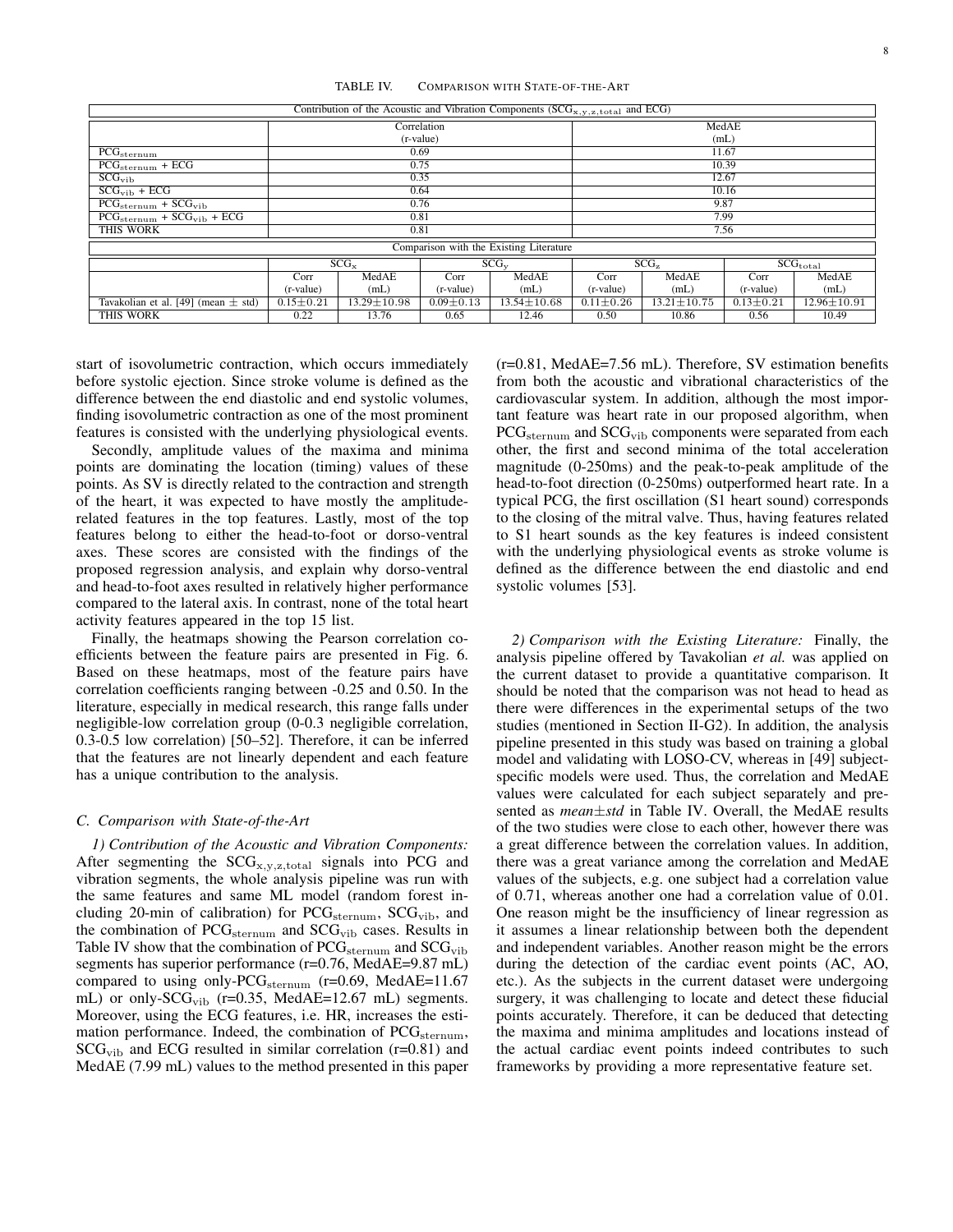TABLE IV. COMPARISON WITH STATE-OF-THE-ART

| Contribution of the Acoustic and Vibration Components ($SCG_{x,y,z,total}$ and ECG) | | | | | | | | |
|---|---|---|---|---|---|---|---|---|
| | Correlation (r-value) | | | | MedAE (mL) | | | |
| $PCG_{sternum}$ | 0.69 | | | | 11.67 | | | |
| $PCG_{sternum}$ + ECG | 0.75 | | | | 10.39 | | | |
| $SCG_{vib}$ | 0.35 | | | | 12.67 | | | |
| $SCG_{vib}$ + ECG | 0.64 | | | | 10.16 | | | |
| $PCG_{sternum}$ + $SCG_{vib}$ | 0.76 | | | | 9.87 | | | |
| $PCG_{sternum}$ + $SCG_{vib}$ + ECG | 0.81 | | | | 7.99 | | | |
| THIS WORK | 0.81 | | | | 7.56 | | | |
| **Comparison with the Existing Literature** | | | | | | | | |
| | $SCG_x$ | | $SCG_y$ | | $SCG_z$ | | $SCG_{total}$ | |
| | Corr (r-value) | MedAE (mL) | Corr (r-value) | MedAE (mL) | Corr (r-value) | MedAE (mL) | Corr (r-value) | MedAE (mL) |
| Tavakolian et al. [49] (mean ± std) | 0.15±0.21 | 13.29±10.98 | 0.09±0.13 | 13.54±10.68 | 0.11±0.26 | 13.21±10.75 | 0.13±0.21 | 12.96±10.91 |
| THIS WORK | 0.22 | 13.76 | 0.65 | 12.46 | 0.50 | 10.86 | 0.56 | 10.49 |

start of isovolumetric contraction, which occurs immediately before systolic ejection. Since stroke volume is defined as the difference between the end diastolic and end systolic volumes, finding isovolumetric contraction as one of the most prominent features is consisted with the underlying physiological events.

Secondly, amplitude values of the maxima and minima points are dominating the location (timing) values of these points. As SV is directly related to the contraction and strength of the heart, it was expected to have mostly the amplitude-related features in the top features. Lastly, most of the top features belong to either the head-to-foot or dorso-ventral axes. These scores are consisted with the findings of the proposed regression analysis, and explain why dorso-ventral and head-to-foot axes resulted in relatively higher performance compared to the lateral axis. In contrast, none of the total heart activity features appeared in the top 15 list.

Finally, the heatmaps showing the Pearson correlation coefficients between the feature pairs are presented in Fig. 6. Based on these heatmaps, most of the feature pairs have correlation coefficients ranging between -0.25 and 0.50. In the literature, especially in medical research, this range falls under negligible-low correlation group (0-0.3 negligible correlation, 0.3-0.5 low correlation) [50–52]. Therefore, it can be inferred that the features are not linearly dependent and each feature has a unique contribution to the analysis.

### C. Comparison with State-of-the-Art

*1) Contribution of the Acoustic and Vibration Components:* After segmenting the $SCG_{x,y,z,total}$ signals into PCG and vibration segments, the whole analysis pipeline was run with the same features and same ML model (random forest including 20-min of calibration) for $PCG_{sternum}$, $SCG_{vib}$, and the combination of $PCG_{sternum}$ and $SCG_{vib}$ cases. Results in Table IV show that the combination of $PCG_{sternum}$ and $SCG_{vib}$ segments has superior performance (r=0.76, MedAE=9.87 mL) compared to using only-$PCG_{sternum}$ (r=0.69, MedAE=11.67 mL) or only-$SCG_{vib}$ (r=0.35, MedAE=12.67 mL) segments. Moreover, using the ECG features, i.e. HR, increases the estimation performance. Indeed, the combination of $PCG_{sternum}$, $SCG_{vib}$ and ECG resulted in similar correlation (r=0.81) and MedAE (7.99 mL) values to the method presented in this paper (r=0.81, MedAE=7.56 mL). Therefore, SV estimation benefits from both the acoustic and vibrational characteristics of the cardiovascular system. In addition, although the most important feature was heart rate in our proposed algorithm, when $PCG_{sternum}$ and $SCG_{vib}$ components were separated from each other, the first and second minima of the total acceleration magnitude (0-250ms) and the peak-to-peak amplitude of the head-to-foot direction (0-250ms) outperformed heart rate. In a typical PCG, the first oscillation (S1 heart sound) corresponds to the closing of the mitral valve. Thus, having features related to S1 heart sounds as the key features is indeed consistent with the underlying physiological events as stroke volume is defined as the difference between the end diastolic and end systolic volumes [53].

*2) Comparison with the Existing Literature:* Finally, the analysis pipeline offered by Tavakolian *et al.* was applied on the current dataset to provide a quantitative comparison. It should be noted that the comparison was not head to head as there were differences in the experimental setups of the two studies (mentioned in Section II-G2). In addition, the analysis pipeline presented in this study was based on training a global model and validating with LOSO-CV, whereas in [49] subject-specific models were used. Thus, the correlation and MedAE values were calculated for each subject separately and presented as *mean±std* in Table IV. Overall, the MedAE results of the two studies were close to each other, however there was a great difference between the correlation values. In addition, there was a great variance among the correlation and MedAE values of the subjects, e.g. one subject had a correlation value of 0.71, whereas another one had a correlation value of 0.01. One reason might be the insufficiency of linear regression as it assumes a linear relationship between both the dependent and independent variables. Another reason might be the errors during the detection of the cardiac event points (AC, AO, etc.). As the subjects in the current dataset were undergoing surgery, it was challenging to locate and detect these fiducial points accurately. Therefore, it can be deduced that detecting the maxima and minima amplitudes and locations instead of the actual cardiac event points indeed contributes to such frameworks by providing a more representative feature set.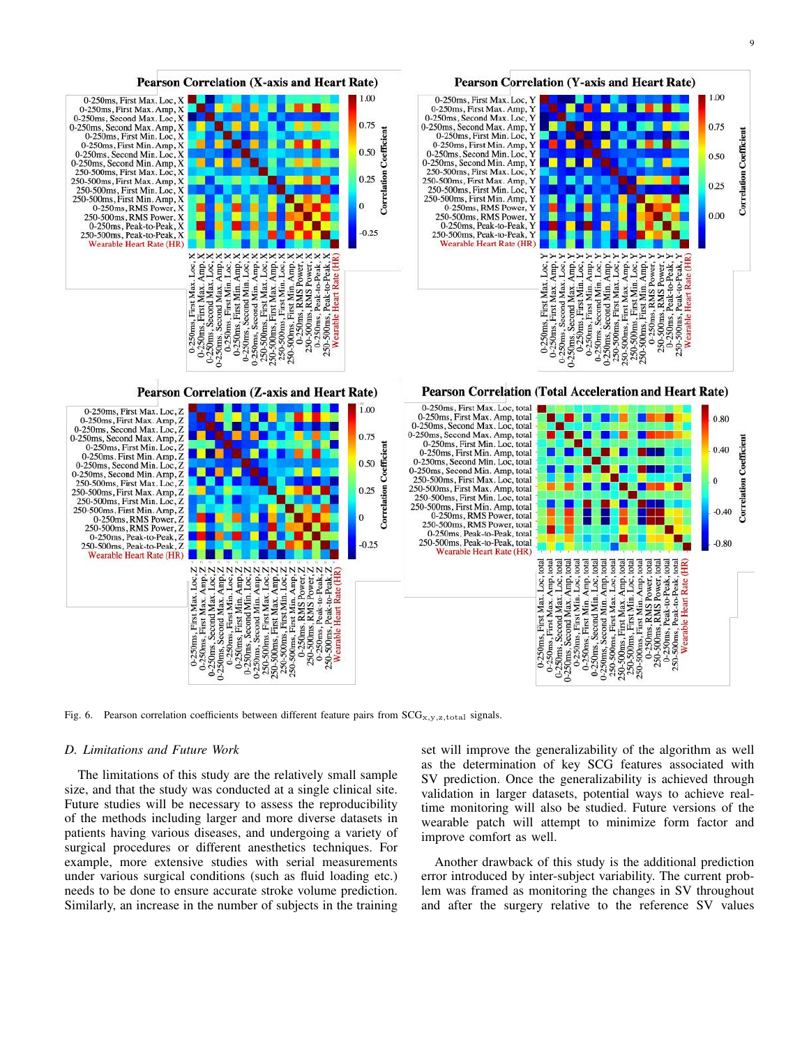Fig. 6. Pearson correlation coefficients between different feature pairs from $SCG_{x,y,z,total}$ signals.

### D. Limitations and Future Work

The limitations of this study are the relatively small sample size, and that the study was conducted at a single clinical site. Future studies will be necessary to assess the reproducibility of the methods including larger and more diverse datasets in patients having various diseases, and undergoing a variety of surgical procedures or different anesthetics techniques. For example, more extensive studies with serial measurements under various surgical conditions (such as fluid loading etc.) needs to be done to ensure accurate stroke volume prediction. Similarly, an increase in the number of subjects in the training set will improve the generalizability of the algorithm as well as the determination of key SCG features associated with SV prediction. Once the generalizability is achieved through validation in larger datasets, potential ways to achieve real-time monitoring will also be studied. Future versions of the wearable patch will attempt to minimize form factor and improve comfort as well.

Another drawback of this study is the additional prediction error introduced by inter-subject variability. The current problem was framed as monitoring the changes in SV throughout and after the surgery relative to the reference SV values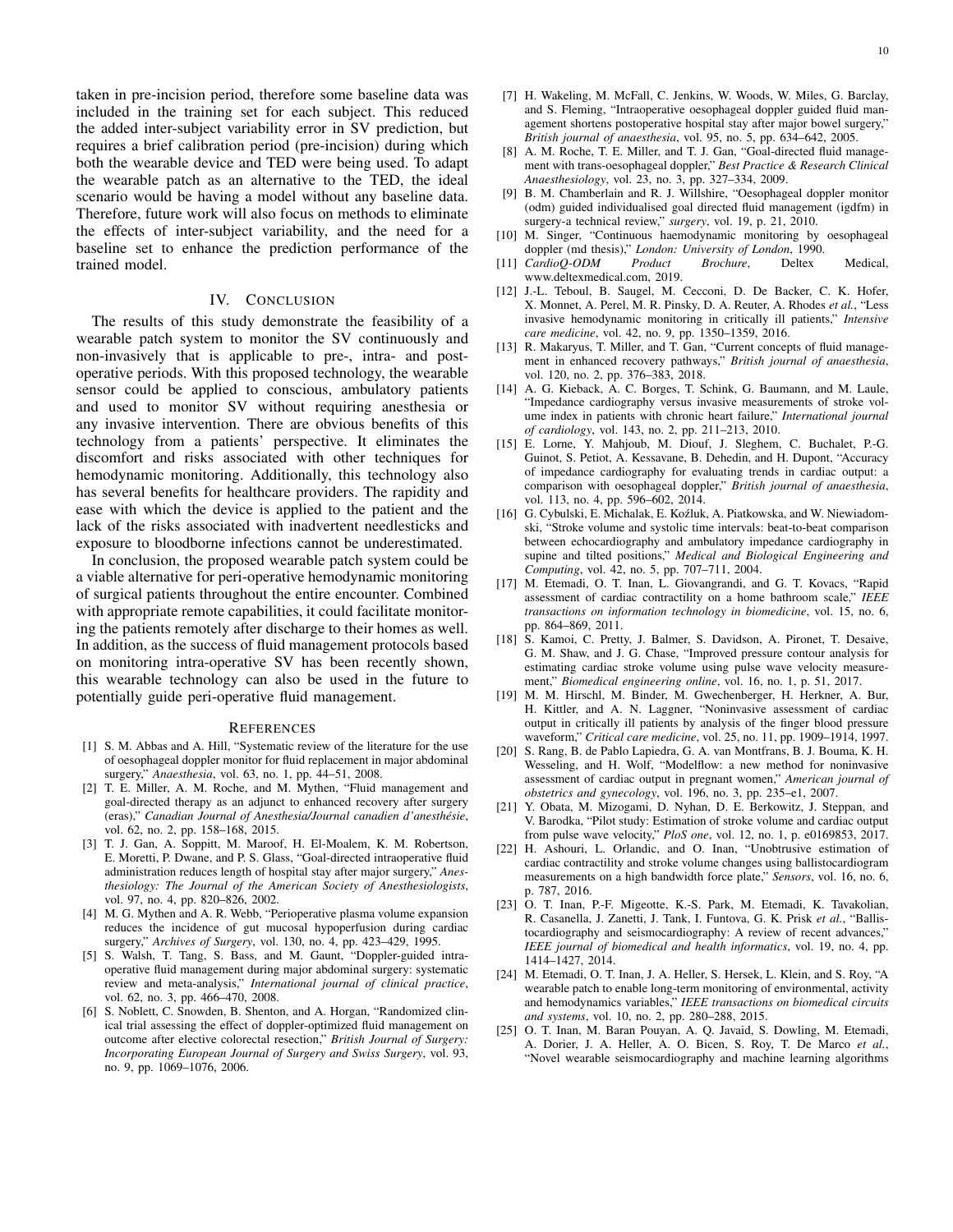taken in pre-incision period, therefore some baseline data was included in the training set for each subject. This reduced the added inter-subject variability error in SV prediction, but requires a brief calibration period (pre-incision) during which both the wearable device and TED were being used. To adapt the wearable patch as an alternative to the TED, the ideal scenario would be having a model without any baseline data. Therefore, future work will also focus on methods to eliminate the effects of inter-subject variability, and the need for a baseline set to enhance the prediction performance of the trained model.

## IV. Conclusion

The results of this study demonstrate the feasibility of a wearable patch system to monitor the SV continuously and non-invasively that is applicable to pre-, intra- and post-operative periods. With this proposed technology, the wearable sensor could be applied to conscious, ambulatory patients and used to monitor SV without requiring anesthesia or any invasive intervention. There are obvious benefits of this technology from a patients' perspective. It eliminates the discomfort and risks associated with other techniques for hemodynamic monitoring. Additionally, this technology also has several benefits for healthcare providers. The rapidity and ease with which the device is applied to the patient and the lack of the risks associated with inadvertent needlesticks and exposure to bloodborne infections cannot be underestimated.

In conclusion, the proposed wearable patch system could be a viable alternative for peri-operative hemodynamic monitoring of surgical patients throughout the entire encounter. Combined with appropriate remote capabilities, it could facilitate monitoring the patients remotely after discharge to their homes as well. In addition, as the success of fluid management protocols based on monitoring intra-operative SV has been recently shown, this wearable technology can also be used in the future to potentially guide peri-operative fluid management.

## References

[1] S. M. Abbas and A. Hill, "Systematic review of the literature for the use of oesophageal doppler monitor for fluid replacement in major abdominal surgery," *Anaesthesia*, vol. 63, no. 1, pp. 44–51, 2008.

[2] T. E. Miller, A. M. Roche, and M. Mythen, "Fluid management and goal-directed therapy as an adjunct to enhanced recovery after surgery (eras)," *Canadian Journal of Anesthesia/Journal canadien d'anesthésie*, vol. 62, no. 2, pp. 158–168, 2015.

[3] T. J. Gan, A. Soppitt, M. Maroof, H. El-Moalem, K. M. Robertson, E. Moretti, P. Dwane, and P. S. Glass, "Goal-directed intraoperative fluid administration reduces length of hospital stay after major surgery," *Anesthesiology: The Journal of the American Society of Anesthesiologists*, vol. 97, no. 4, pp. 820–826, 2002.

[4] M. G. Mythen and A. R. Webb, "Perioperative plasma volume expansion reduces the incidence of gut mucosal hypoperfusion during cardiac surgery," *Archives of Surgery*, vol. 130, no. 4, pp. 423–429, 1995.

[5] S. Walsh, T. Tang, S. Bass, and M. Gaunt, "Doppler-guided intra-operative fluid management during major abdominal surgery: systematic review and meta-analysis," *International journal of clinical practice*, vol. 62, no. 3, pp. 466–470, 2008.

[6] S. Noblett, C. Snowden, B. Shenton, and A. Horgan, "Randomized clinical trial assessing the effect of doppler-optimized fluid management on outcome after elective colorectal resection," *British Journal of Surgery: Incorporating European Journal of Surgery and Swiss Surgery*, vol. 93, no. 9, pp. 1069–1076, 2006.

[7] H. Wakeling, M. McFall, C. Jenkins, W. Woods, W. Miles, G. Barclay, and S. Fleming, "Intraoperative oesophageal doppler guided fluid management shortens postoperative hospital stay after major bowel surgery," *British journal of anaesthesia*, vol. 95, no. 5, pp. 634–642, 2005.

[8] A. M. Roche, T. E. Miller, and T. J. Gan, "Goal-directed fluid management with trans-oesophageal doppler," *Best Practice & Research Clinical Anaesthesiology*, vol. 23, no. 3, pp. 327–334, 2009.

[9] B. M. Chamberlain and R. J. Willshire, "Oesophageal doppler monitor (odm) guided individualised goal directed fluid management (igdfm) in surgery-a technical review," *surgery*, vol. 19, p. 21, 2010.

[10] M. Singer, "Continuous haemodynamic monitoring by oesophageal doppler (md thesis)," *London: University of London*, 1990.

[11] *CardioQ-ODM Product Brochure*, Deltex Medical, www.deltexmedical.com, 2019.

[12] J.-L. Teboul, B. Saugel, M. Cecconi, D. De Backer, C. K. Hofer, X. Monnet, A. Perel, M. R. Pinsky, D. A. Reuter, A. Rhodes *et al.*, "Less invasive hemodynamic monitoring in critically ill patients," *Intensive care medicine*, vol. 42, no. 9, pp. 1350–1359, 2016.

[13] R. Makaryus, T. Miller, and T. Gan, "Current concepts of fluid management in enhanced recovery pathways," *British journal of anaesthesia*, vol. 120, no. 2, pp. 376–383, 2018.

[14] A. G. Kieback, A. C. Borges, T. Schink, G. Baumann, and M. Laule, "Impedance cardiography versus invasive measurements of stroke volume index in patients with chronic heart failure," *International journal of cardiology*, vol. 143, no. 2, pp. 211–213, 2010.

[15] E. Lorne, Y. Mahjoub, M. Diouf, J. Sleghem, C. Buchalet, P.-G. Guinot, S. Petiot, A. Kessavane, B. Dehedin, and H. Dupont, "Accuracy of impedance cardiography for evaluating trends in cardiac output: a comparison with oesophageal doppler," *British journal of anaesthesia*, vol. 113, no. 4, pp. 596–602, 2014.

[16] G. Cybulski, E. Michalak, E. Koźluk, A. Piatkowska, and W. Niewiadomski, "Stroke volume and systolic time intervals: beat-to-beat comparison between echocardiography and ambulatory impedance cardiography in supine and tilted positions," *Medical and Biological Engineering and Computing*, vol. 42, no. 5, pp. 707–711, 2004.

[17] M. Etemadi, O. T. Inan, L. Giovangrandi, and G. T. Kovacs, "Rapid assessment of cardiac contractility on a home bathroom scale," *IEEE transactions on information technology in biomedicine*, vol. 15, no. 6, pp. 864–869, 2011.

[18] S. Kamoi, C. Pretty, J. Balmer, S. Davidson, A. Pironet, T. Desaive, G. M. Shaw, and J. G. Chase, "Improved pressure contour analysis for estimating cardiac stroke volume using pulse wave velocity measurement," *Biomedical engineering online*, vol. 16, no. 1, p. 51, 2017.

[19] M. M. Hirschl, M. Binder, M. Gwechenberger, H. Herkner, A. Bur, H. Kittler, and A. N. Laggner, "Noninvasive assessment of cardiac output in critically ill patients by analysis of the finger blood pressure waveform," *Critical care medicine*, vol. 25, no. 11, pp. 1909–1914, 1997.

[20] S. Rang, B. de Pablo Lapiedra, G. A. van Montfrans, B. J. Bouma, K. H. Wesseling, and H. Wolf, "Modelflow: a new method for noninvasive assessment of cardiac output in pregnant women," *American journal of obstetrics and gynecology*, vol. 196, no. 3, pp. 235–e1, 2007.

[21] Y. Obata, M. Mizogami, D. Nyhan, D. E. Berkowitz, J. Steppan, and V. Barodka, "Pilot study: Estimation of stroke volume and cardiac output from pulse wave velocity," *PloS one*, vol. 12, no. 1, p. e0169853, 2017.

[22] H. Ashouri, L. Orlandic, and O. Inan, "Unobtrusive estimation of cardiac contractility and stroke volume changes using ballistocardiogram measurements on a high bandwidth force plate," *Sensors*, vol. 16, no. 6, p. 787, 2016.

[23] O. T. Inan, P.-F. Migeotte, K.-S. Park, M. Etemadi, K. Tavakolian, R. Casanella, J. Zanetti, J. Tank, I. Funtova, G. K. Prisk *et al.*, "Ballistocardiography and seismocardiography: A review of recent advances," *IEEE journal of biomedical and health informatics*, vol. 19, no. 4, pp. 1414–1427, 2014.

[24] M. Etemadi, O. T. Inan, J. A. Heller, S. Hersek, L. Klein, and S. Roy, "A wearable patch to enable long-term monitoring of environmental, activity and hemodynamics variables," *IEEE transactions on biomedical circuits and systems*, vol. 10, no. 2, pp. 280–288, 2015.

[25] O. T. Inan, M. Baran Pouyan, A. Q. Javaid, S. Dowling, M. Etemadi, A. Dorier, J. A. Heller, A. O. Bicen, S. Roy, T. De Marco *et al.*, "Novel wearable seismocardiography and machine learning algorithms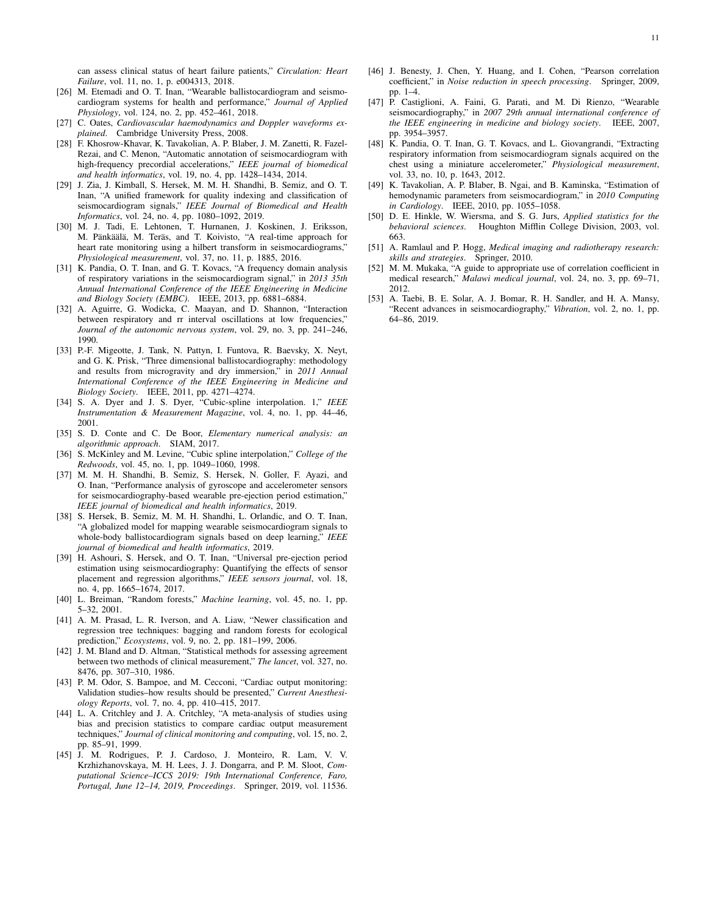can assess clinical status of heart failure patients," *Circulation: Heart Failure*, vol. 11, no. 1, p. e004313, 2018.

[26] M. Etemadi and O. T. Inan, "Wearable ballistocardiogram and seismocardiogram systems for health and performance," *Journal of Applied Physiology*, vol. 124, no. 2, pp. 452–461, 2018.

[27] C. Oates, *Cardiovascular haemodynamics and Doppler waveforms explained*. Cambridge University Press, 2008.

[28] F. Khosrow-Khavar, K. Tavakolian, A. P. Blaber, J. M. Zanetti, R. Fazel-Rezai, and C. Menon, "Automatic annotation of seismocardiogram with high-frequency precordial accelerations," *IEEE journal of biomedical and health informatics*, vol. 19, no. 4, pp. 1428–1434, 2014.

[29] J. Zia, J. Kimball, S. Hersek, M. M. H. Shandhi, B. Semiz, and O. T. Inan, "A unified framework for quality indexing and classification of seismocardiogram signals," *IEEE Journal of Biomedical and Health Informatics*, vol. 24, no. 4, pp. 1080–1092, 2019.

[30] M. J. Tadi, E. Lehtonen, T. Hurnanen, J. Koskinen, J. Eriksson, M. Pänkäälä, M. Teräs, and T. Koivisto, "A real-time approach for heart rate monitoring using a hilbert transform in seismocardiograms," *Physiological measurement*, vol. 37, no. 11, p. 1885, 2016.

[31] K. Pandia, O. T. Inan, and G. T. Kovacs, "A frequency domain analysis of respiratory variations in the seismocardiogram signal," in *2013 35th Annual International Conference of the IEEE Engineering in Medicine and Biology Society (EMBC)*. IEEE, 2013, pp. 6881–6884.

[32] A. Aguirre, G. Wodicka, C. Maayan, and D. Shannon, "Interaction between respiratory and rr interval oscillations at low frequencies," *Journal of the autonomic nervous system*, vol. 29, no. 3, pp. 241–246, 1990.

[33] P.-F. Migeotte, J. Tank, N. Pattyn, I. Funtova, R. Baevsky, X. Neyt, and G. K. Prisk, "Three dimensional ballistocardiography: methodology and results from microgravity and dry immersion," in *2011 Annual International Conference of the IEEE Engineering in Medicine and Biology Society*. IEEE, 2011, pp. 4271–4274.

[34] S. A. Dyer and J. S. Dyer, "Cubic-spline interpolation. 1," *IEEE Instrumentation & Measurement Magazine*, vol. 4, no. 1, pp. 44–46, 2001.

[35] S. D. Conte and C. De Boor, *Elementary numerical analysis: an algorithmic approach*. SIAM, 2017.

[36] S. McKinley and M. Levine, "Cubic spline interpolation," *College of the Redwoods*, vol. 45, no. 1, pp. 1049–1060, 1998.

[37] M. M. H. Shandhi, B. Semiz, S. Hersek, N. Goller, F. Ayazi, and O. Inan, "Performance analysis of gyroscope and accelerometer sensors for seismocardiography-based wearable pre-ejection period estimation," *IEEE journal of biomedical and health informatics*, 2019.

[38] S. Hersek, B. Semiz, M. M. H. Shandhi, L. Orlandic, and O. T. Inan, "A globalized model for mapping wearable seismocardiogram signals to whole-body ballistocardiogram signals based on deep learning," *IEEE journal of biomedical and health informatics*, 2019.

[39] H. Ashouri, S. Hersek, and O. T. Inan, "Universal pre-ejection period estimation using seismocardiography: Quantifying the effects of sensor placement and regression algorithms," *IEEE sensors journal*, vol. 18, no. 4, pp. 1665–1674, 2017.

[40] L. Breiman, "Random forests," *Machine learning*, vol. 45, no. 1, pp. 5–32, 2001.

[41] A. M. Prasad, L. R. Iverson, and A. Liaw, "Newer classification and regression tree techniques: bagging and random forests for ecological prediction," *Ecosystems*, vol. 9, no. 2, pp. 181–199, 2006.

[42] J. M. Bland and D. Altman, "Statistical methods for assessing agreement between two methods of clinical measurement," *The lancet*, vol. 327, no. 8476, pp. 307–310, 1986.

[43] P. M. Odor, S. Bampoe, and M. Cecconi, "Cardiac output monitoring: Validation studies–how results should be presented," *Current Anesthesiology Reports*, vol. 7, no. 4, pp. 410–415, 2017.

[44] L. A. Critchley and J. A. Critchley, "A meta-analysis of studies using bias and precision statistics to compare cardiac output measurement techniques," *Journal of clinical monitoring and computing*, vol. 15, no. 2, pp. 85–91, 1999.

[45] J. M. Rodrigues, P. J. Cardoso, J. Monteiro, R. Lam, V. V. Krzhizhanovskaya, M. H. Lees, J. J. Dongarra, and P. M. Sloot, *Computational Science–ICCS 2019: 19th International Conference, Faro, Portugal, June 12–14, 2019, Proceedings*. Springer, 2019, vol. 11536.

[46] J. Benesty, J. Chen, Y. Huang, and I. Cohen, "Pearson correlation coefficient," in *Noise reduction in speech processing*. Springer, 2009, pp. 1–4.

[47] P. Castiglioni, A. Faini, G. Parati, and M. Di Rienzo, "Wearable seismocardiography," in *2007 29th annual international conference of the IEEE engineering in medicine and biology society*. IEEE, 2007, pp. 3954–3957.

[48] K. Pandia, O. T. Inan, G. T. Kovacs, and L. Giovangrandi, "Extracting respiratory information from seismocardiogram signals acquired on the chest using a miniature accelerometer," *Physiological measurement*, vol. 33, no. 10, p. 1643, 2012.

[49] K. Tavakolian, A. P. Blaber, B. Ngai, and B. Kaminska, "Estimation of hemodynamic parameters from seismocardiogram," in *2010 Computing in Cardiology*. IEEE, 2010, pp. 1055–1058.

[50] D. E. Hinkle, W. Wiersma, and S. G. Jurs, *Applied statistics for the behavioral sciences*. Houghton Mifflin College Division, 2003, vol. 663.

[51] A. Ramlaul and P. Hogg, *Medical imaging and radiotherapy research: skills and strategies*. Springer, 2010.

[52] M. M. Mukaka, "A guide to appropriate use of correlation coefficient in medical research," *Malawi medical journal*, vol. 24, no. 3, pp. 69–71, 2012.

[53] A. Taebi, B. E. Solar, A. J. Bomar, R. H. Sandler, and H. A. Mansy, "Recent advances in seismocardiography," *Vibration*, vol. 2, no. 1, pp. 64–86, 2019.